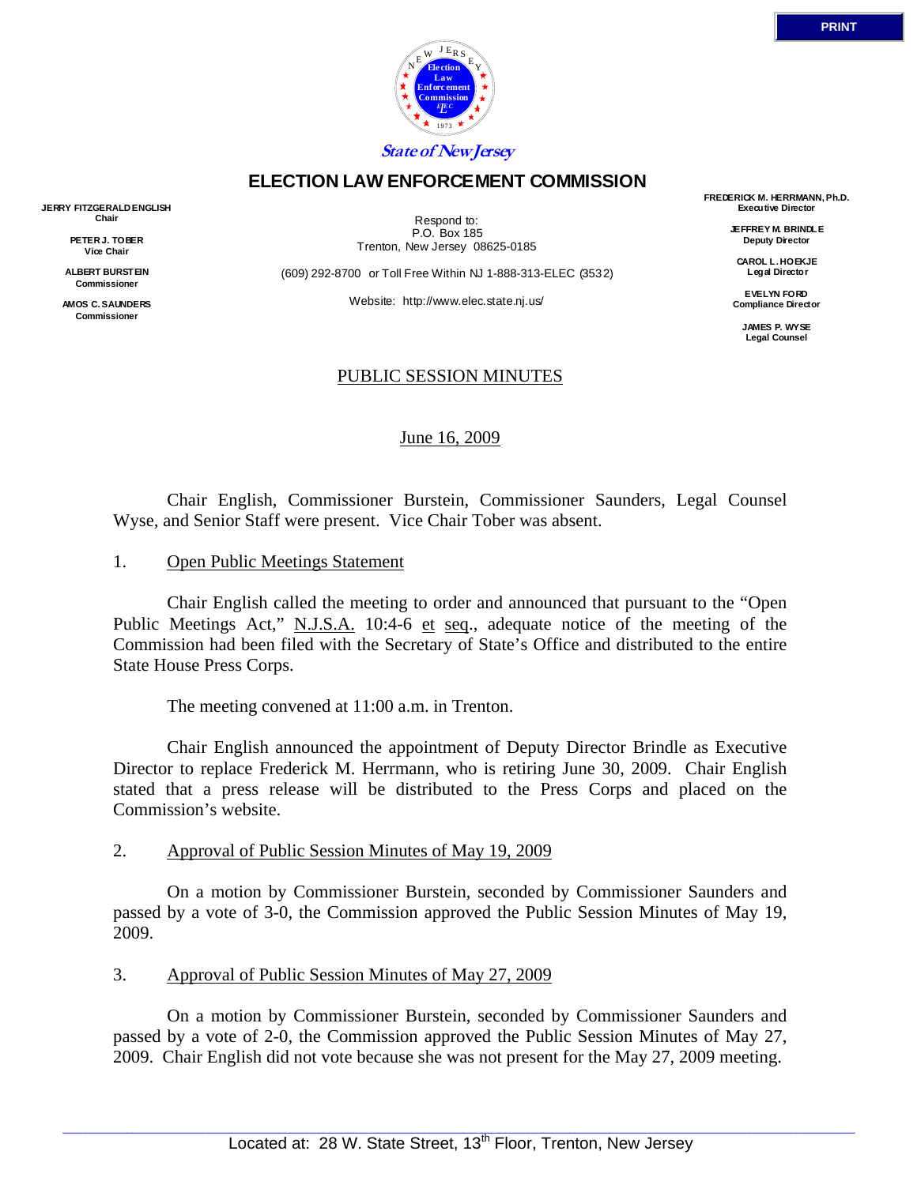State of New Jersey

# ELECTION LAW ENFORCEMENT COMMISSION

**JERRY FITZGERALD ENGLISH**
**Chair**

**PETER J. TOBER**
**Vice Chair**

**ALBERT BURSTEIN**
**Commissioner**

**AMOS C. SAUNDERS**
**Commissioner**

Respond to:
P.O. Box 185
Trenton, New Jersey 08625-0185

(609) 292-8700 or Toll Free Within NJ 1-888-313-ELEC (3532)

Website: http://www.elec.state.nj.us/

**FREDERICK M. HERRMANN, Ph.D.**
**Executive Director**

**JEFFREY M. BRINDLE**
**Deputy Director**

**CAROL L. HOEKJE**
**Legal Director**

**EVELYN FORD**
**Compliance Director**

**JAMES P. WYSE**
**Legal Counsel**

## PUBLIC SESSION MINUTES

June 16, 2009

Chair English, Commissioner Burstein, Commissioner Saunders, Legal Counsel Wyse, and Senior Staff were present. Vice Chair Tober was absent.

1. Open Public Meetings Statement

Chair English called the meeting to order and announced that pursuant to the "Open Public Meetings Act," N.J.S.A. 10:4-6 et seq., adequate notice of the meeting of the Commission had been filed with the Secretary of State's Office and distributed to the entire State House Press Corps.

The meeting convened at 11:00 a.m. in Trenton.

Chair English announced the appointment of Deputy Director Brindle as Executive Director to replace Frederick M. Herrmann, who is retiring June 30, 2009. Chair English stated that a press release will be distributed to the Press Corps and placed on the Commission's website.

2. Approval of Public Session Minutes of May 19, 2009

On a motion by Commissioner Burstein, seconded by Commissioner Saunders and passed by a vote of 3-0, the Commission approved the Public Session Minutes of May 19, 2009.

3. Approval of Public Session Minutes of May 27, 2009

On a motion by Commissioner Burstein, seconded by Commissioner Saunders and passed by a vote of 2-0, the Commission approved the Public Session Minutes of May 27, 2009. Chair English did not vote because she was not present for the May 27, 2009 meeting.

Located at: 28 W. State Street, 13th Floor, Trenton, New Jersey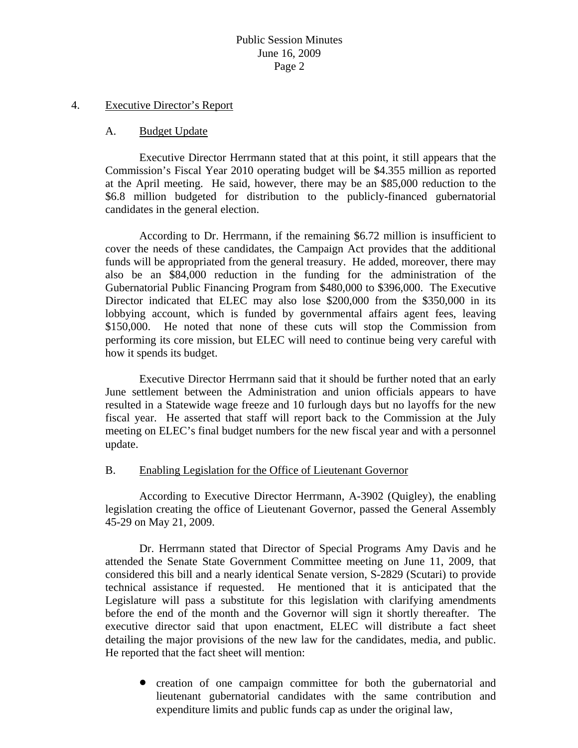4. Executive Director's Report

A. Budget Update

Executive Director Herrmann stated that at this point, it still appears that the Commission's Fiscal Year 2010 operating budget will be $4.355 million as reported at the April meeting. He said, however, there may be an $85,000 reduction to the $6.8 million budgeted for distribution to the publicly-financed gubernatorial candidates in the general election.

According to Dr. Herrmann, if the remaining $6.72 million is insufficient to cover the needs of these candidates, the Campaign Act provides that the additional funds will be appropriated from the general treasury. He added, moreover, there may also be an $84,000 reduction in the funding for the administration of the Gubernatorial Public Financing Program from $480,000 to $396,000. The Executive Director indicated that ELEC may also lose $200,000 from the $350,000 in its lobbying account, which is funded by governmental affairs agent fees, leaving $150,000. He noted that none of these cuts will stop the Commission from performing its core mission, but ELEC will need to continue being very careful with how it spends its budget.

Executive Director Herrmann said that it should be further noted that an early June settlement between the Administration and union officials appears to have resulted in a Statewide wage freeze and 10 furlough days but no layoffs for the new fiscal year. He asserted that staff will report back to the Commission at the July meeting on ELEC's final budget numbers for the new fiscal year and with a personnel update.

B. Enabling Legislation for the Office of Lieutenant Governor

According to Executive Director Herrmann, A-3902 (Quigley), the enabling legislation creating the office of Lieutenant Governor, passed the General Assembly 45-29 on May 21, 2009.

Dr. Herrmann stated that Director of Special Programs Amy Davis and he attended the Senate State Government Committee meeting on June 11, 2009, that considered this bill and a nearly identical Senate version, S-2829 (Scutari) to provide technical assistance if requested. He mentioned that it is anticipated that the Legislature will pass a substitute for this legislation with clarifying amendments before the end of the month and the Governor will sign it shortly thereafter. The executive director said that upon enactment, ELEC will distribute a fact sheet detailing the major provisions of the new law for the candidates, media, and public. He reported that the fact sheet will mention:

- creation of one campaign committee for both the gubernatorial and lieutenant gubernatorial candidates with the same contribution and expenditure limits and public funds cap as under the original law,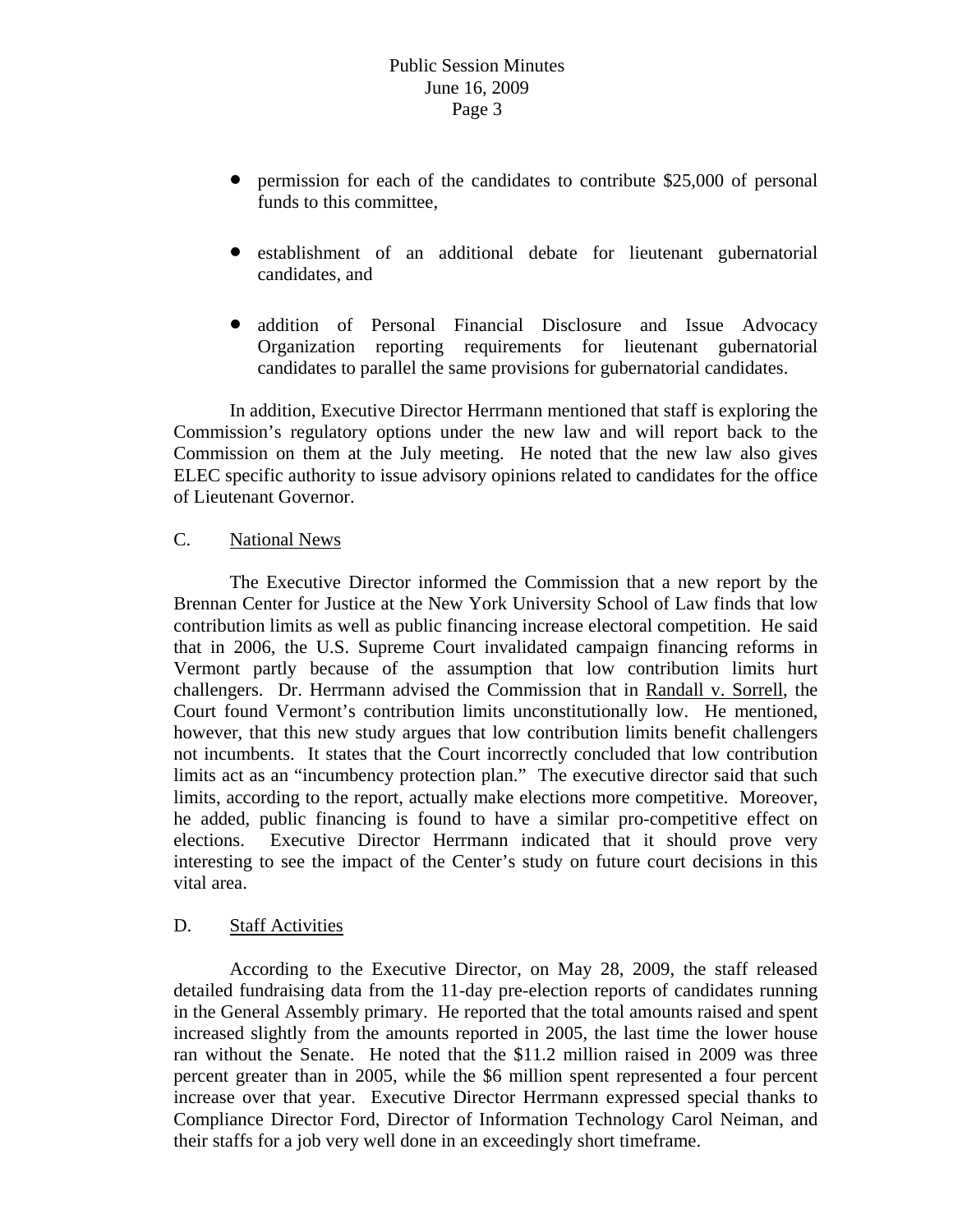- permission for each of the candidates to contribute $25,000 of personal funds to this committee,

- establishment of an additional debate for lieutenant gubernatorial candidates, and

- addition of Personal Financial Disclosure and Issue Advocacy Organization reporting requirements for lieutenant gubernatorial candidates to parallel the same provisions for gubernatorial candidates.

In addition, Executive Director Herrmann mentioned that staff is exploring the Commission's regulatory options under the new law and will report back to the Commission on them at the July meeting. He noted that the new law also gives ELEC specific authority to issue advisory opinions related to candidates for the office of Lieutenant Governor.

C. National News

The Executive Director informed the Commission that a new report by the Brennan Center for Justice at the New York University School of Law finds that low contribution limits as well as public financing increase electoral competition. He said that in 2006, the U.S. Supreme Court invalidated campaign financing reforms in Vermont partly because of the assumption that low contribution limits hurt challengers. Dr. Herrmann advised the Commission that in Randall v. Sorrell, the Court found Vermont's contribution limits unconstitutionally low. He mentioned, however, that this new study argues that low contribution limits benefit challengers not incumbents. It states that the Court incorrectly concluded that low contribution limits act as an "incumbency protection plan." The executive director said that such limits, according to the report, actually make elections more competitive. Moreover, he added, public financing is found to have a similar pro-competitive effect on elections. Executive Director Herrmann indicated that it should prove very interesting to see the impact of the Center's study on future court decisions in this vital area.

D. Staff Activities

According to the Executive Director, on May 28, 2009, the staff released detailed fundraising data from the 11-day pre-election reports of candidates running in the General Assembly primary. He reported that the total amounts raised and spent increased slightly from the amounts reported in 2005, the last time the lower house ran without the Senate. He noted that the $11.2 million raised in 2009 was three percent greater than in 2005, while the $6 million spent represented a four percent increase over that year. Executive Director Herrmann expressed special thanks to Compliance Director Ford, Director of Information Technology Carol Neiman, and their staffs for a job very well done in an exceedingly short timeframe.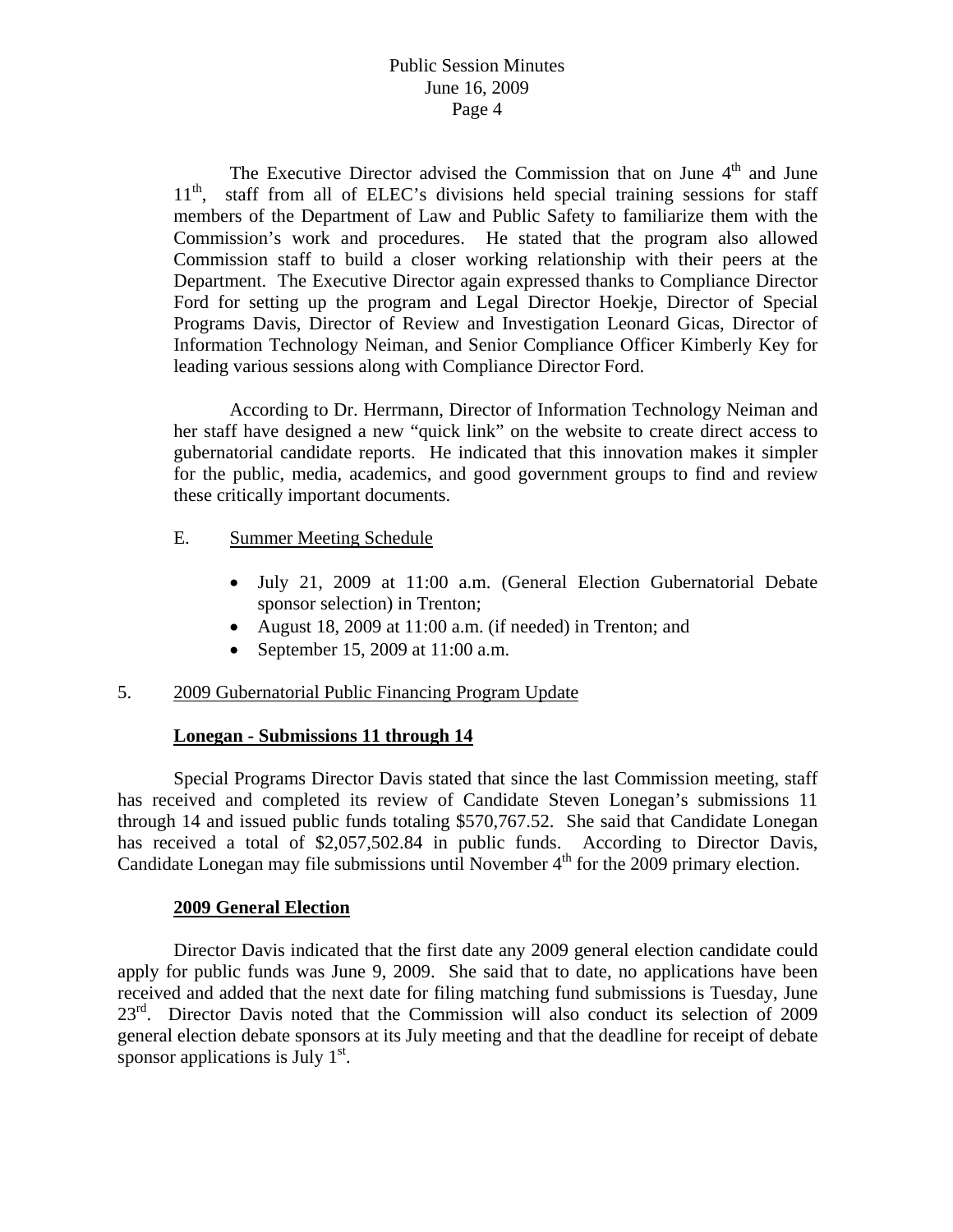The Executive Director advised the Commission that on June 4th and June 11th, staff from all of ELEC's divisions held special training sessions for staff members of the Department of Law and Public Safety to familiarize them with the Commission's work and procedures. He stated that the program also allowed Commission staff to build a closer working relationship with their peers at the Department. The Executive Director again expressed thanks to Compliance Director Ford for setting up the program and Legal Director Hoekje, Director of Special Programs Davis, Director of Review and Investigation Leonard Gicas, Director of Information Technology Neiman, and Senior Compliance Officer Kimberly Key for leading various sessions along with Compliance Director Ford.

According to Dr. Herrmann, Director of Information Technology Neiman and her staff have designed a new "quick link" on the website to create direct access to gubernatorial candidate reports. He indicated that this innovation makes it simpler for the public, media, academics, and good government groups to find and review these critically important documents.

E. Summer Meeting Schedule

- July 21, 2009 at 11:00 a.m. (General Election Gubernatorial Debate sponsor selection) in Trenton;
- August 18, 2009 at 11:00 a.m. (if needed) in Trenton; and
- September 15, 2009 at 11:00 a.m.

5. 2009 Gubernatorial Public Financing Program Update

**Lonegan - Submissions 11 through 14**

Special Programs Director Davis stated that since the last Commission meeting, staff has received and completed its review of Candidate Steven Lonegan's submissions 11 through 14 and issued public funds totaling $570,767.52. She said that Candidate Lonegan has received a total of $2,057,502.84 in public funds. According to Director Davis, Candidate Lonegan may file submissions until November 4th for the 2009 primary election.

**2009 General Election**

Director Davis indicated that the first date any 2009 general election candidate could apply for public funds was June 9, 2009. She said that to date, no applications have been received and added that the next date for filing matching fund submissions is Tuesday, June 23rd. Director Davis noted that the Commission will also conduct its selection of 2009 general election debate sponsors at its July meeting and that the deadline for receipt of debate sponsor applications is July 1st.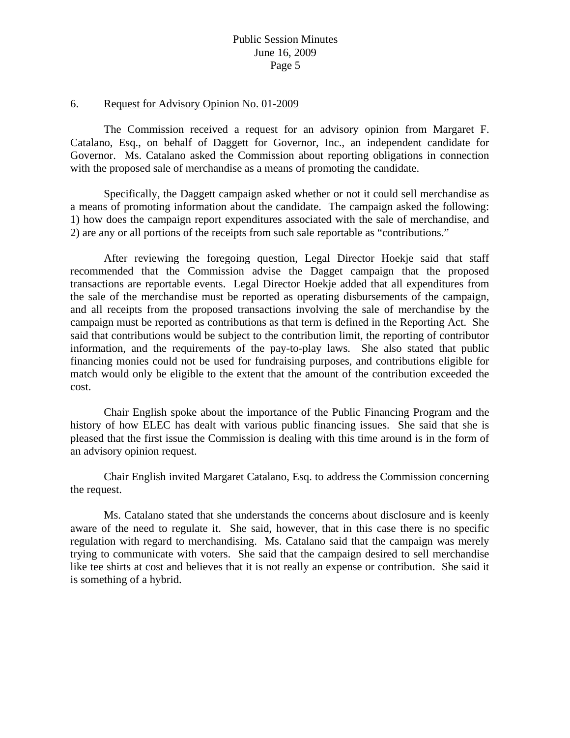6. <u>Request for Advisory Opinion No. 01-2009</u>

The Commission received a request for an advisory opinion from Margaret F. Catalano, Esq., on behalf of Daggett for Governor, Inc., an independent candidate for Governor. Ms. Catalano asked the Commission about reporting obligations in connection with the proposed sale of merchandise as a means of promoting the candidate.

Specifically, the Daggett campaign asked whether or not it could sell merchandise as a means of promoting information about the candidate. The campaign asked the following: 1) how does the campaign report expenditures associated with the sale of merchandise, and 2) are any or all portions of the receipts from such sale reportable as "contributions."

After reviewing the foregoing question, Legal Director Hoekje said that staff recommended that the Commission advise the Dagget campaign that the proposed transactions are reportable events. Legal Director Hoekje added that all expenditures from the sale of the merchandise must be reported as operating disbursements of the campaign, and all receipts from the proposed transactions involving the sale of merchandise by the campaign must be reported as contributions as that term is defined in the Reporting Act. She said that contributions would be subject to the contribution limit, the reporting of contributor information, and the requirements of the pay-to-play laws. She also stated that public financing monies could not be used for fundraising purposes, and contributions eligible for match would only be eligible to the extent that the amount of the contribution exceeded the cost.

Chair English spoke about the importance of the Public Financing Program and the history of how ELEC has dealt with various public financing issues. She said that she is pleased that the first issue the Commission is dealing with this time around is in the form of an advisory opinion request.

Chair English invited Margaret Catalano, Esq. to address the Commission concerning the request.

Ms. Catalano stated that she understands the concerns about disclosure and is keenly aware of the need to regulate it. She said, however, that in this case there is no specific regulation with regard to merchandising. Ms. Catalano said that the campaign was merely trying to communicate with voters. She said that the campaign desired to sell merchandise like tee shirts at cost and believes that it is not really an expense or contribution. She said it is something of a hybrid.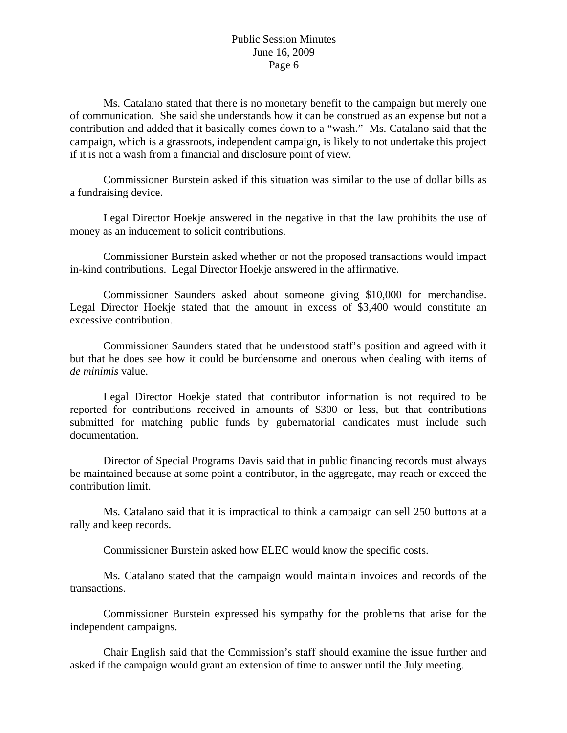Ms. Catalano stated that there is no monetary benefit to the campaign but merely one of communication. She said she understands how it can be construed as an expense but not a contribution and added that it basically comes down to a "wash." Ms. Catalano said that the campaign, which is a grassroots, independent campaign, is likely to not undertake this project if it is not a wash from a financial and disclosure point of view.

Commissioner Burstein asked if this situation was similar to the use of dollar bills as a fundraising device.

Legal Director Hoekje answered in the negative in that the law prohibits the use of money as an inducement to solicit contributions.

Commissioner Burstein asked whether or not the proposed transactions would impact in-kind contributions. Legal Director Hoekje answered in the affirmative.

Commissioner Saunders asked about someone giving $10,000 for merchandise. Legal Director Hoekje stated that the amount in excess of $3,400 would constitute an excessive contribution.

Commissioner Saunders stated that he understood staff's position and agreed with it but that he does see how it could be burdensome and onerous when dealing with items of *de minimis* value.

Legal Director Hoekje stated that contributor information is not required to be reported for contributions received in amounts of $300 or less, but that contributions submitted for matching public funds by gubernatorial candidates must include such documentation.

Director of Special Programs Davis said that in public financing records must always be maintained because at some point a contributor, in the aggregate, may reach or exceed the contribution limit.

Ms. Catalano said that it is impractical to think a campaign can sell 250 buttons at a rally and keep records.

Commissioner Burstein asked how ELEC would know the specific costs.

Ms. Catalano stated that the campaign would maintain invoices and records of the transactions.

Commissioner Burstein expressed his sympathy for the problems that arise for the independent campaigns.

Chair English said that the Commission's staff should examine the issue further and asked if the campaign would grant an extension of time to answer until the July meeting.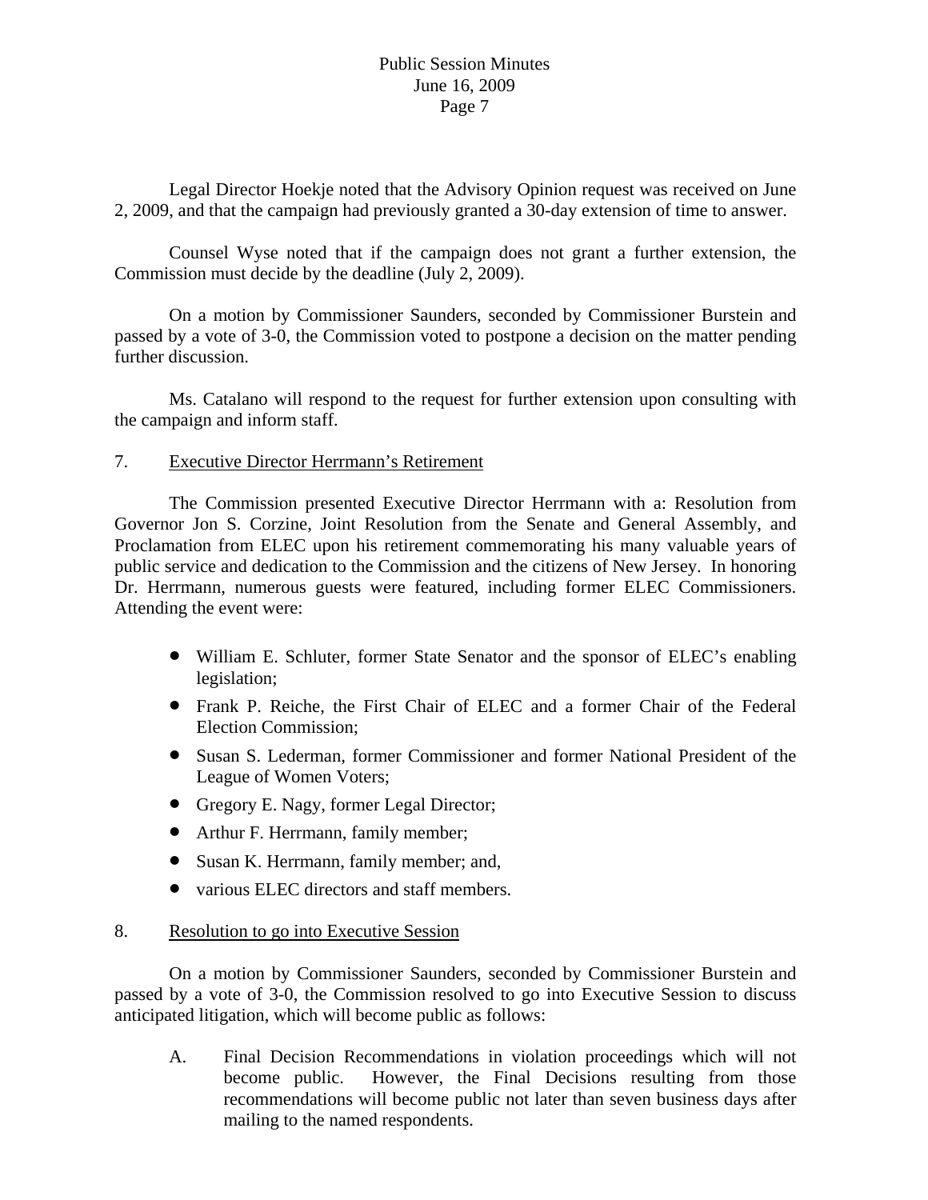Legal Director Hoekje noted that the Advisory Opinion request was received on June 2, 2009, and that the campaign had previously granted a 30-day extension of time to answer.

Counsel Wyse noted that if the campaign does not grant a further extension, the Commission must decide by the deadline (July 2, 2009).

On a motion by Commissioner Saunders, seconded by Commissioner Burstein and passed by a vote of 3-0, the Commission voted to postpone a decision on the matter pending further discussion.

Ms. Catalano will respond to the request for further extension upon consulting with the campaign and inform staff.

7. <u>Executive Director Herrmann's Retirement</u>

The Commission presented Executive Director Herrmann with a: Resolution from Governor Jon S. Corzine, Joint Resolution from the Senate and General Assembly, and Proclamation from ELEC upon his retirement commemorating his many valuable years of public service and dedication to the Commission and the citizens of New Jersey. In honoring Dr. Herrmann, numerous guests were featured, including former ELEC Commissioners. Attending the event were:

- William E. Schluter, former State Senator and the sponsor of ELEC's enabling legislation;
- Frank P. Reiche, the First Chair of ELEC and a former Chair of the Federal Election Commission;
- Susan S. Lederman, former Commissioner and former National President of the League of Women Voters;
- Gregory E. Nagy, former Legal Director;
- Arthur F. Herrmann, family member;
- Susan K. Herrmann, family member; and,
- various ELEC directors and staff members.

8. <u>Resolution to go into Executive Session</u>

On a motion by Commissioner Saunders, seconded by Commissioner Burstein and passed by a vote of 3-0, the Commission resolved to go into Executive Session to discuss anticipated litigation, which will become public as follows:

A. Final Decision Recommendations in violation proceedings which will not become public. However, the Final Decisions resulting from those recommendations will become public not later than seven business days after mailing to the named respondents.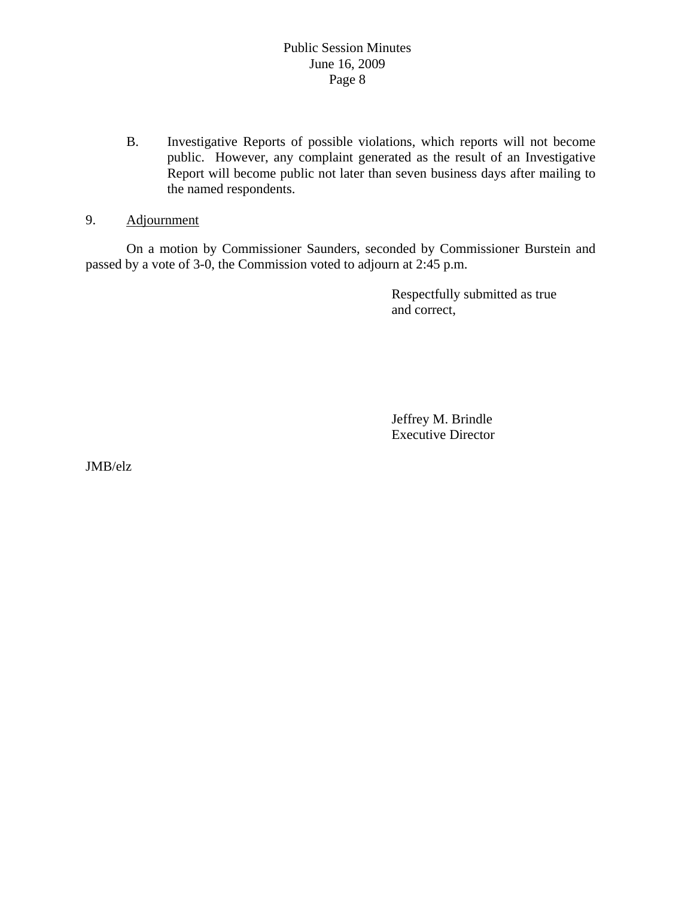B. Investigative Reports of possible violations, which reports will not become public. However, any complaint generated as the result of an Investigative Report will become public not later than seven business days after mailing to the named respondents.

9. Adjournment

On a motion by Commissioner Saunders, seconded by Commissioner Burstein and passed by a vote of 3-0, the Commission voted to adjourn at 2:45 p.m.

Respectfully submitted as true and correct,

Jeffrey M. Brindle
Executive Director

JMB/elz